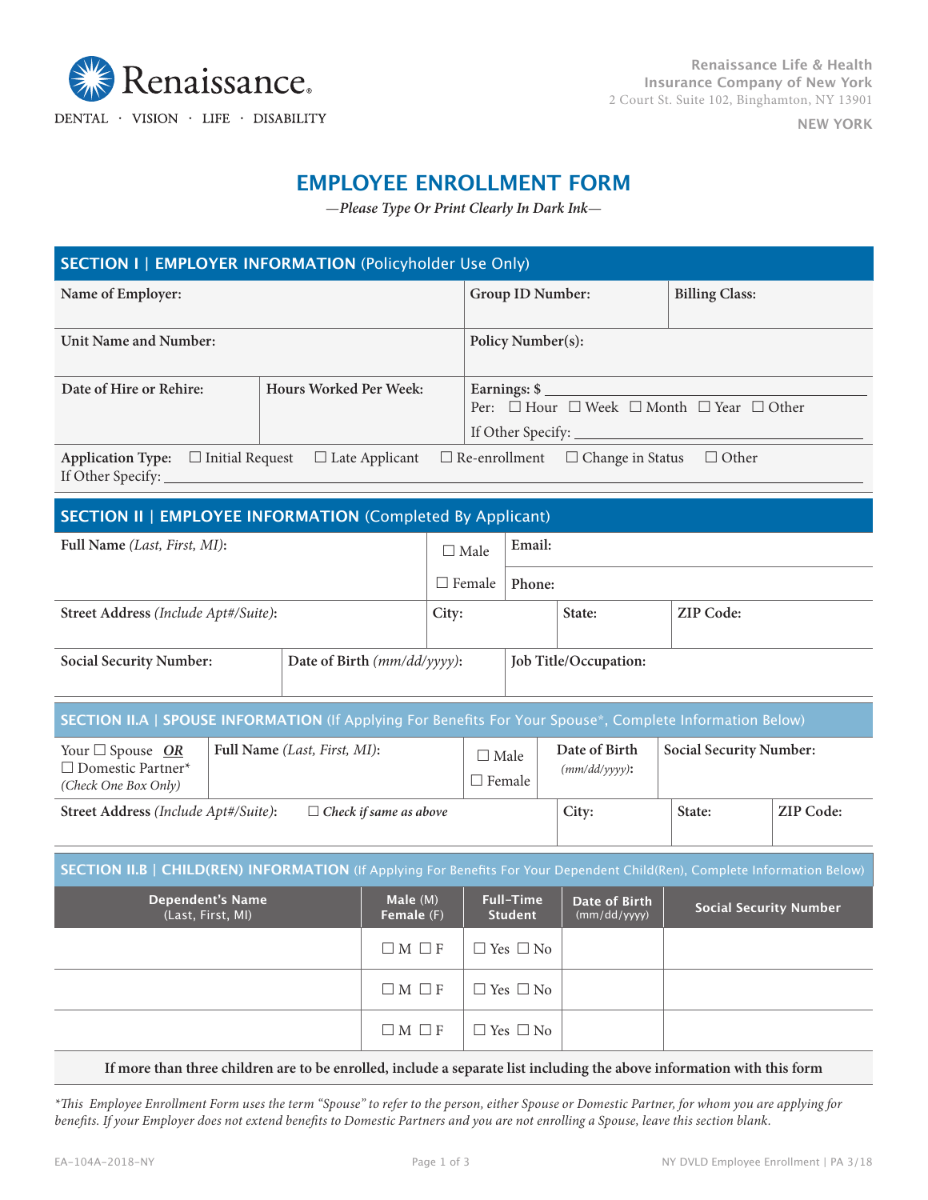Renaissance®

DENTAL · VISION · LIFE · DISABILITY

**Renaissance Life & Health Insurance Company of New York**
2 Court St. Suite 102, Binghamton, NY 13901

**NEW YORK**

# EMPLOYEE ENROLLMENT FORM

*—Please Type Or Print Clearly In Dark Ink—*

## SECTION I | EMPLOYER INFORMATION (Policyholder Use Only)

| **Name of Employer:** | | **Group ID Number:** | **Billing Class:** |
|---|---|---|---|
| **Unit Name and Number:** | | **Policy Number(s):** | |
| **Date of Hire or Rehire:** | **Hours Worked Per Week:** | **Earnings: $** ______ Per: ☐ Hour ☐ Week ☐ Month ☐ Year ☐ Other  If Other Specify: ______ | |

**Application Type:** ☐ Initial Request ☐ Late Applicant ☐ Re-enrollment ☐ Change in Status ☐ Other
If Other Specify: ______

## SECTION II | EMPLOYEE INFORMATION (Completed By Applicant)

| **Full Name** *(Last, First, MI)*: | | ☐ Male ☐ Female | **Email:** | |
|---|---|---|---|---|
| | | | **Phone:** | |
| **Street Address** *(Include Apt#/Suite)*: | | **City:** | **State:** | **ZIP Code:** |
| **Social Security Number:** | **Date of Birth** *(mm/dd/yyyy)*: | **Job Title/Occupation:** | | |

## SECTION II.A | SPOUSE INFORMATION (If Applying For Benefits For Your Spouse*, Complete Information Below)

| Your ☐ Spouse ***OR*** ☐ Domestic Partner* *(Check One Box Only)* | **Full Name** *(Last, First, MI)*: | ☐ Male ☐ Female | **Date of Birth** *(mm/dd/yyyy)*: | **Social Security Number:** | |
|---|---|---|---|---|---|
| **Street Address** *(Include Apt#/Suite)*: ☐ *Check if same as above* | | | **City:** | **State:** | **ZIP Code:** |

## SECTION II.B | CHILD(REN) INFORMATION (If Applying For Benefits For Your Dependent Child(Ren), Complete Information Below)

| Dependent's Name (Last, First, MI) | Male (M) Female (F) | Full-Time Student | Date of Birth (mm/dd/yyyy) | Social Security Number |
|---|---|---|---|---|
| | ☐ M ☐ F | ☐ Yes ☐ No | | |
| | ☐ M ☐ F | ☐ Yes ☐ No | | |
| | ☐ M ☐ F | ☐ Yes ☐ No | | |

**If more than three children are to be enrolled, include a separate list including the above information with this form**

*\*This Employee Enrollment Form uses the term "Spouse" to refer to the person, either Spouse or Domestic Partner, for whom you are applying for benefits. If your Employer does not extend benefits to Domestic Partners and you are not enrolling a Spouse, leave this section blank.*

EA-104A-2018-NY NY DVLD Employee Enrollment | PA 3/18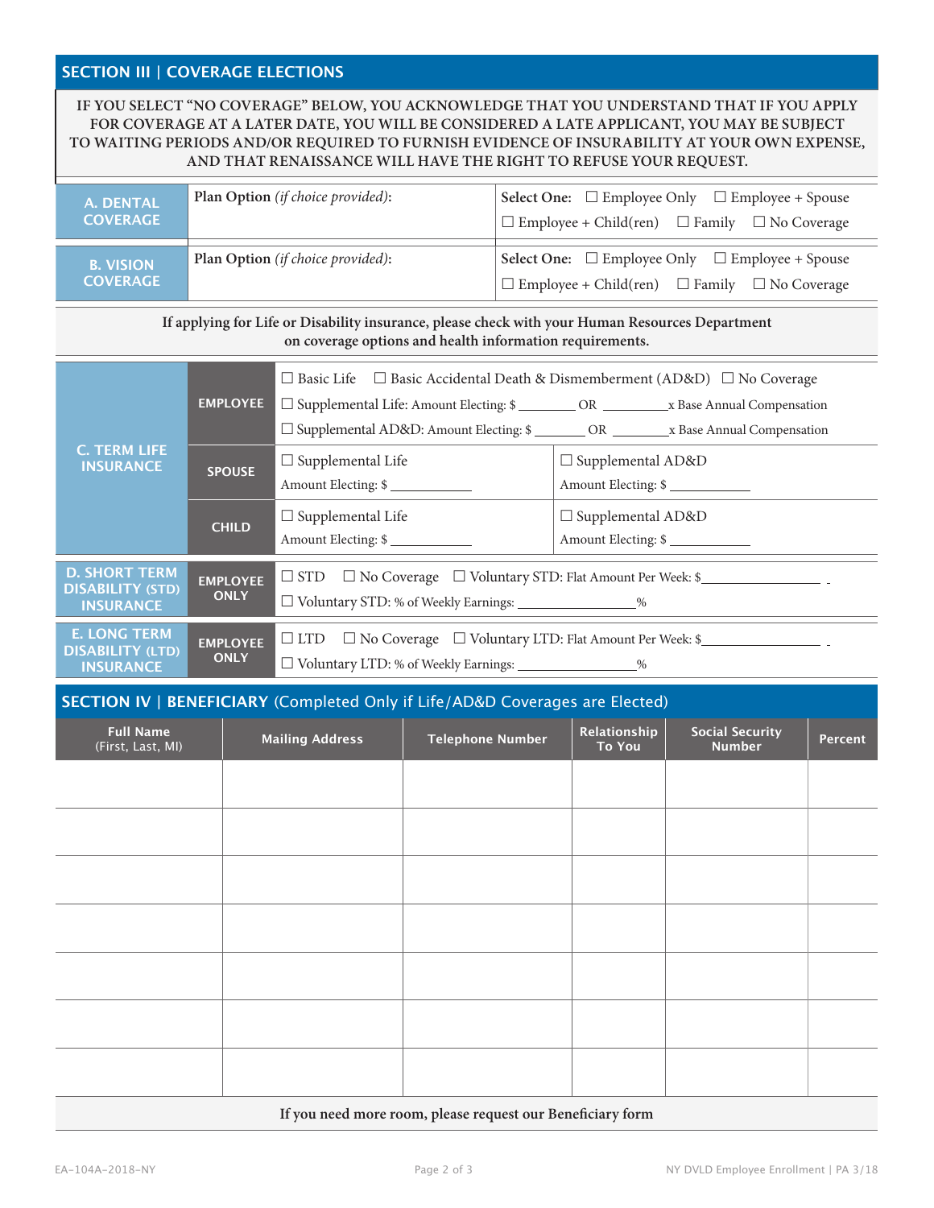## SECTION III | COVERAGE ELECTIONS

**IF YOU SELECT "NO COVERAGE" BELOW, YOU ACKNOWLEDGE THAT YOU UNDERSTAND THAT IF YOU APPLY FOR COVERAGE AT A LATER DATE, YOU WILL BE CONSIDERED A LATE APPLICANT, YOU MAY BE SUBJECT TO WAITING PERIODS AND/OR REQUIRED TO FURNISH EVIDENCE OF INSURABILITY AT YOUR OWN EXPENSE, AND THAT RENAISSANCE WILL HAVE THE RIGHT TO REFUSE YOUR REQUEST.**

| | | |
|---|---|---|
| **A. DENTAL COVERAGE** | **Plan Option** *(if choice provided)*: | **Select One:** ☐ Employee Only ☐ Employee + Spouse ☐ Employee + Child(ren) ☐ Family ☐ No Coverage |
| **B. VISION COVERAGE** | **Plan Option** *(if choice provided)*: | **Select One:** ☐ Employee Only ☐ Employee + Spouse ☐ Employee + Child(ren) ☐ Family ☐ No Coverage |

**If applying for Life or Disability insurance, please check with your Human Resources Department on coverage options and health information requirements.**

| | | | |
|---|---|---|---|
| **C. TERM LIFE INSURANCE** | **EMPLOYEE** | ☐ Basic Life ☐ Basic Accidental Death & Dismemberment (AD&D) ☐ No Coverage<br>☐ Supplemental Life: Amount Electing: $ ________ OR ________ x Base Annual Compensation<br>☐ Supplemental AD&D: Amount Electing: $ ________ OR ________ x Base Annual Compensation | |
| | **SPOUSE** | ☐ Supplemental Life<br>Amount Electing: $ ____________ | ☐ Supplemental AD&D<br>Amount Electing: $ ____________ |
| | **CHILD** | ☐ Supplemental Life<br>Amount Electing: $ ____________ | ☐ Supplemental AD&D<br>Amount Electing: $ ____________ |
| **D. SHORT TERM DISABILITY (STD) INSURANCE** | **EMPLOYEE ONLY** | ☐ STD ☐ No Coverage ☐ Voluntary STD: Flat Amount Per Week: $________________<br>☐ Voluntary STD: % of Weekly Earnings: ________________% | |
| **E. LONG TERM DISABILITY (LTD) INSURANCE** | **EMPLOYEE ONLY** | ☐ LTD ☐ No Coverage ☐ Voluntary LTD: Flat Amount Per Week: $________________<br>☐ Voluntary LTD: % of Weekly Earnings: ________________% | |

## SECTION IV | BENEFICIARY (Completed Only if Life/AD&D Coverages are Elected)

| Full Name (First, Last, MI) | Mailing Address | Telephone Number | Relationship To You | Social Security Number | Percent |
|---|---|---|---|---|---|
| | | | | | |
| | | | | | |
| | | | | | |
| | | | | | |
| | | | | | |
| | | | | | |
| | | | | | |

**If you need more room, please request our Beneficiary form**

EA-104A-2018-NY

NY DVLD Employee Enrollment | PA 3/18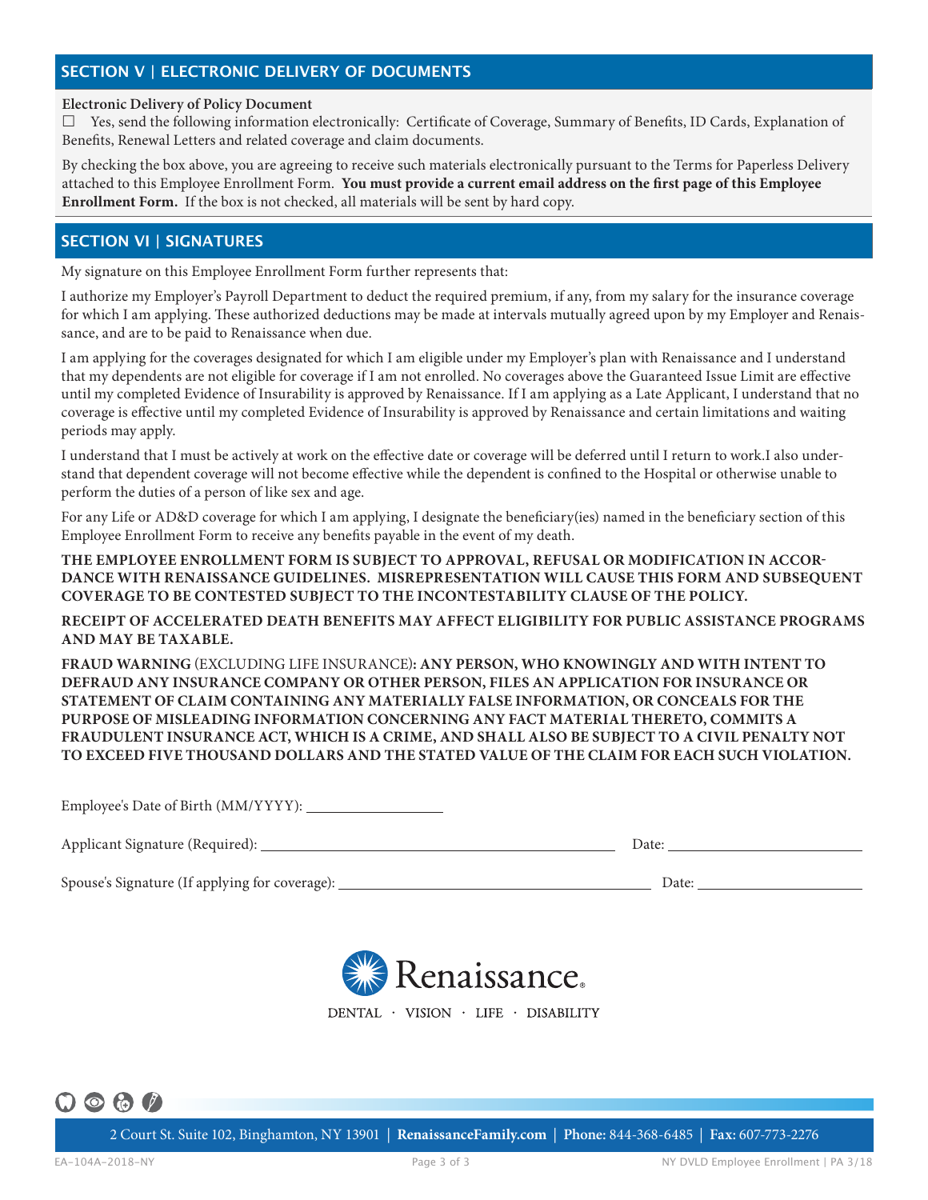## SECTION V | ELECTRONIC DELIVERY OF DOCUMENTS

**Electronic Delivery of Policy Document**

☐ Yes, send the following information electronically: Certificate of Coverage, Summary of Benefits, ID Cards, Explanation of Benefits, Renewal Letters and related coverage and claim documents.

By checking the box above, you are agreeing to receive such materials electronically pursuant to the Terms for Paperless Delivery attached to this Employee Enrollment Form. **You must provide a current email address on the first page of this Employee Enrollment Form.** If the box is not checked, all materials will be sent by hard copy.

## SECTION VI | SIGNATURES

My signature on this Employee Enrollment Form further represents that:

I authorize my Employer's Payroll Department to deduct the required premium, if any, from my salary for the insurance coverage for which I am applying. These authorized deductions may be made at intervals mutually agreed upon by my Employer and Renaissance, and are to be paid to Renaissance when due.

I am applying for the coverages designated for which I am eligible under my Employer's plan with Renaissance and I understand that my dependents are not eligible for coverage if I am not enrolled. No coverages above the Guaranteed Issue Limit are effective until my completed Evidence of Insurability is approved by Renaissance. If I am applying as a Late Applicant, I understand that no coverage is effective until my completed Evidence of Insurability is approved by Renaissance and certain limitations and waiting periods may apply.

I understand that I must be actively at work on the effective date or coverage will be deferred until I return to work.I also understand that dependent coverage will not become effective while the dependent is confined to the Hospital or otherwise unable to perform the duties of a person of like sex and age.

For any Life or AD&D coverage for which I am applying, I designate the beneficiary(ies) named in the beneficiary section of this Employee Enrollment Form to receive any benefits payable in the event of my death.

**THE EMPLOYEE ENROLLMENT FORM IS SUBJECT TO APPROVAL, REFUSAL OR MODIFICATION IN ACCORDANCE WITH RENAISSANCE GUIDELINES. MISREPRESENTATION WILL CAUSE THIS FORM AND SUBSEQUENT COVERAGE TO BE CONTESTED SUBJECT TO THE INCONTESTABILITY CLAUSE OF THE POLICY.**

**RECEIPT OF ACCELERATED DEATH BENEFITS MAY AFFECT ELIGIBILITY FOR PUBLIC ASSISTANCE PROGRAMS AND MAY BE TAXABLE.**

**FRAUD WARNING** (EXCLUDING LIFE INSURANCE)**: ANY PERSON, WHO KNOWINGLY AND WITH INTENT TO DEFRAUD ANY INSURANCE COMPANY OR OTHER PERSON, FILES AN APPLICATION FOR INSURANCE OR STATEMENT OF CLAIM CONTAINING ANY MATERIALLY FALSE INFORMATION, OR CONCEALS FOR THE PURPOSE OF MISLEADING INFORMATION CONCERNING ANY FACT MATERIAL THERETO, COMMITS A FRAUDULENT INSURANCE ACT, WHICH IS A CRIME, AND SHALL ALSO BE SUBJECT TO A CIVIL PENALTY NOT TO EXCEED FIVE THOUSAND DOLLARS AND THE STATED VALUE OF THE CLAIM FOR EACH SUCH VIOLATION.**

Employee's Date of Birth (MM/YYYY): ____________________

Applicant Signature (Required): ______________________________________ Date: ____________________

Spouse's Signature (If applying for coverage): ______________________________ Date: ____________________

Renaissance®

DENTAL · VISION · LIFE · DISABILITY

2 Court St. Suite 102, Binghamton, NY 13901 | **RenaissanceFamily.com** | **Phone:** 844-368-6485 | **Fax:** 607-773-2276

EA-104A-2018-NY

NY DVLD Employee Enrollment | PA 3/18